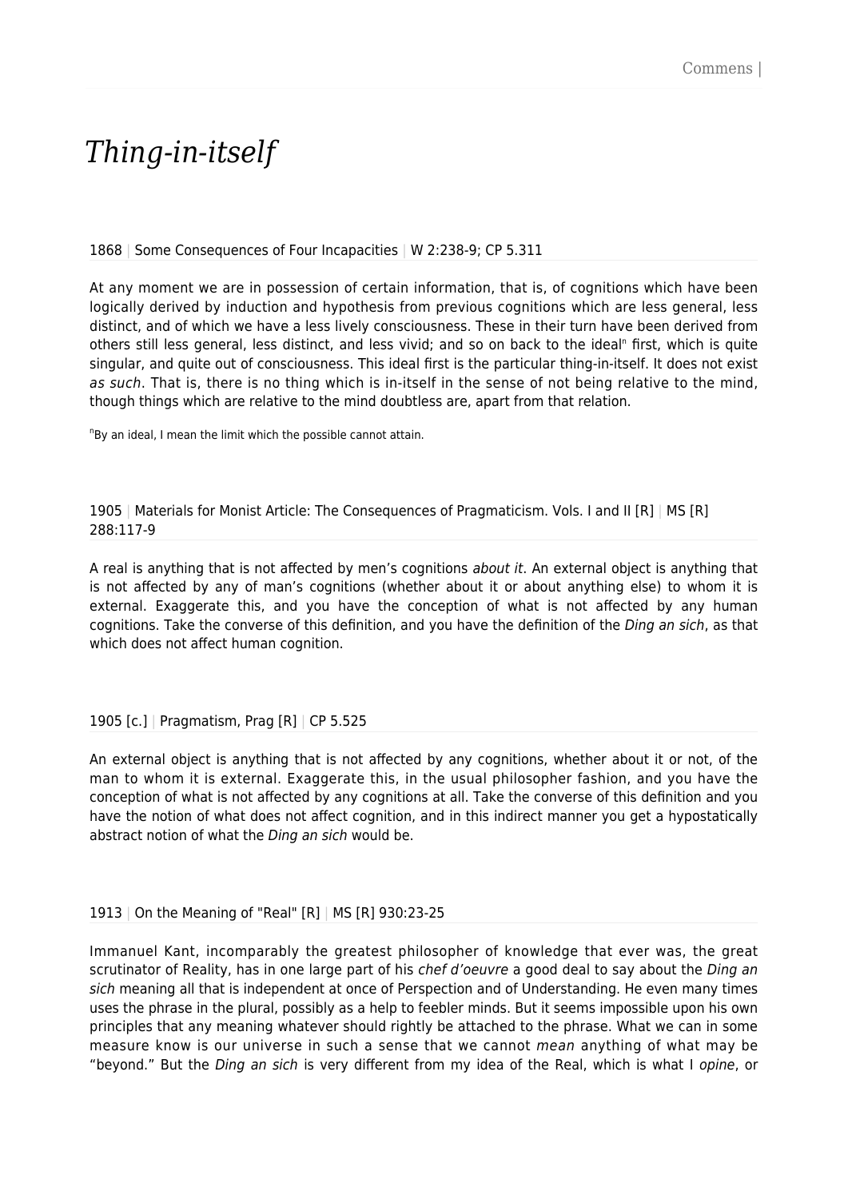# *Thing-in-itself*

1868 | Some Consequences of Four Incapacities | W 2:238-9; CP 5.311

At any moment we are in possession of certain information, that is, of cognitions which have been logically derived by induction and hypothesis from previous cognitions which are less general, less distinct, and of which we have a less lively consciousness. These in their turn have been derived from others still less general, less distinct, and less vivid; and so on back to the ideal[n] first, which is quite singular, and quite out of consciousness. This ideal first is the particular thing-in-itself. It does not exist *as such*. That is, there is no thing which is in-itself in the sense of not being relative to the mind, though things which are relative to the mind doubtless are, apart from that relation.

[n]By an ideal, I mean the limit which the possible cannot attain.

1905 | Materials for Monist Article: The Consequences of Pragmaticism. Vols. I and II [R] | MS [R] 288:117-9

A real is anything that is not affected by men's cognitions *about it*. An external object is anything that is not affected by any of man's cognitions (whether about it or about anything else) to whom it is external. Exaggerate this, and you have the conception of what is not affected by any human cognitions. Take the converse of this definition, and you have the definition of the *Ding an sich*, as that which does not affect human cognition.

1905 [c.] | Pragmatism, Prag [R] | CP 5.525

An external object is anything that is not affected by any cognitions, whether about it or not, of the man to whom it is external. Exaggerate this, in the usual philosopher fashion, and you have the conception of what is not affected by any cognitions at all. Take the converse of this definition and you have the notion of what does not affect cognition, and in this indirect manner you get a hypostatically abstract notion of what the *Ding an sich* would be.

1913 | On the Meaning of "Real" [R] | MS [R] 930:23-25

Immanuel Kant, incomparably the greatest philosopher of knowledge that ever was, the great scrutinator of Reality, has in one large part of his *chef d'oeuvre* a good deal to say about the *Ding an sich* meaning all that is independent at once of Perspection and of Understanding. He even many times uses the phrase in the plural, possibly as a help to feebler minds. But it seems impossible upon his own principles that any meaning whatever should rightly be attached to the phrase. What we can in some measure know is our universe in such a sense that we cannot *mean* anything of what may be "beyond." But the *Ding an sich* is very different from my idea of the Real, which is what I *opine*, or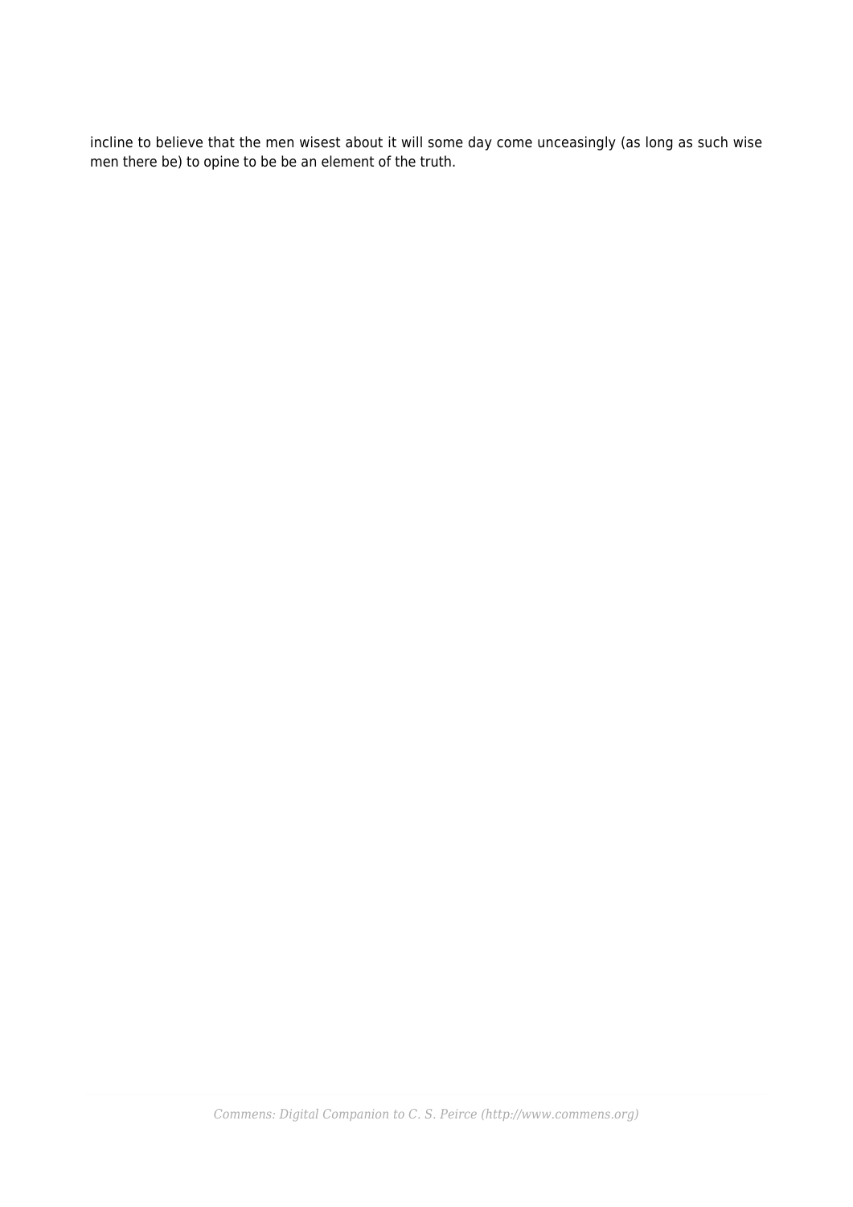incline to believe that the men wisest about it will some day come unceasingly (as long as such wise men there be) to opine to be be an element of the truth.